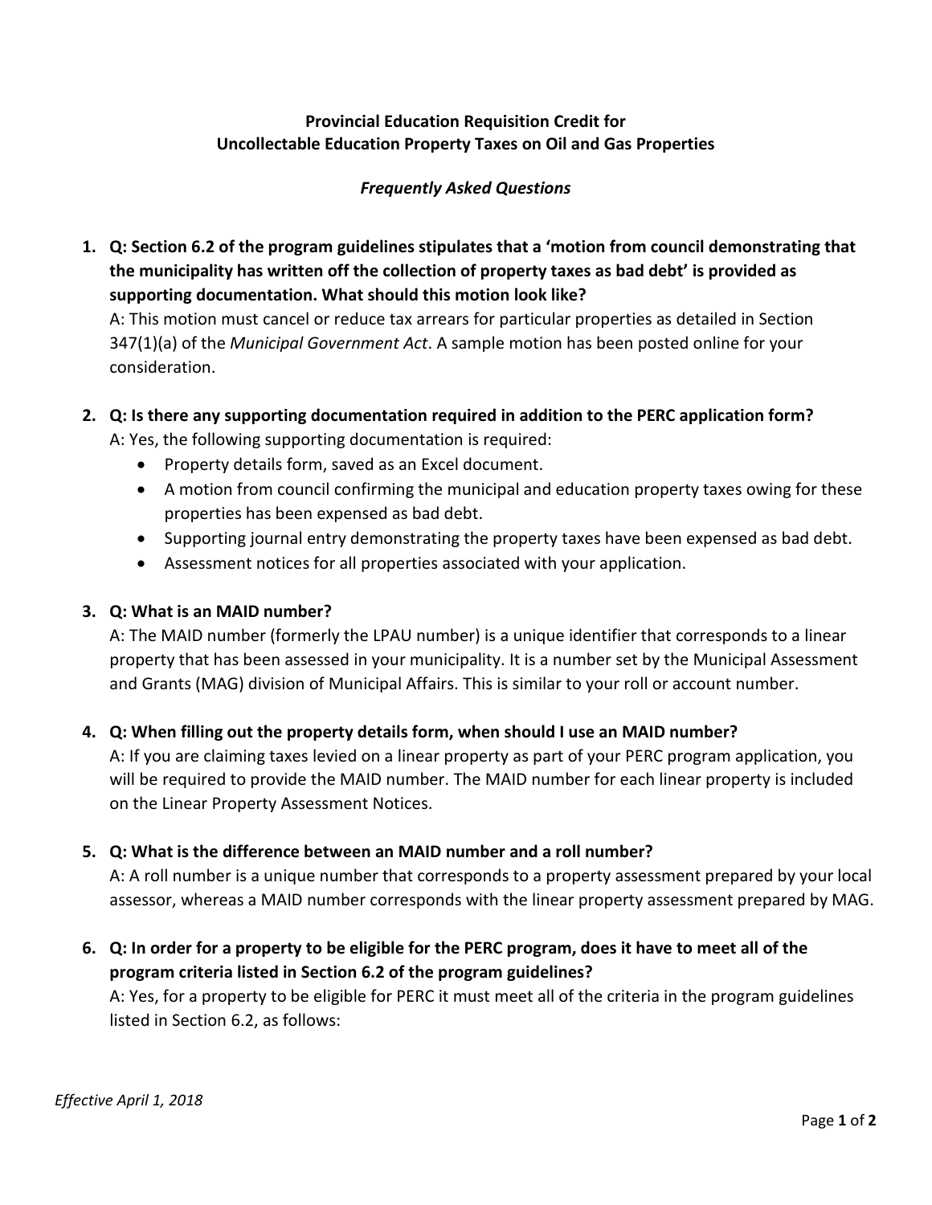**Provincial Education Requisition Credit for Uncollectable Education Property Taxes on Oil and Gas Properties**

***Frequently Asked Questions***

1. **Q: Section 6.2 of the program guidelines stipulates that a 'motion from council demonstrating that the municipality has written off the collection of property taxes as bad debt' is provided as supporting documentation. What should this motion look like?**
   A: This motion must cancel or reduce tax arrears for particular properties as detailed in Section 347(1)(a) of the *Municipal Government Act*. A sample motion has been posted online for your consideration.

2. **Q: Is there any supporting documentation required in addition to the PERC application form?**
   A: Yes, the following supporting documentation is required:
   - Property details form, saved as an Excel document.
   - A motion from council confirming the municipal and education property taxes owing for these properties has been expensed as bad debt.
   - Supporting journal entry demonstrating the property taxes have been expensed as bad debt.
   - Assessment notices for all properties associated with your application.

3. **Q: What is an MAID number?**
   A: The MAID number (formerly the LPAU number) is a unique identifier that corresponds to a linear property that has been assessed in your municipality. It is a number set by the Municipal Assessment and Grants (MAG) division of Municipal Affairs. This is similar to your roll or account number.

4. **Q: When filling out the property details form, when should I use an MAID number?**
   A: If you are claiming taxes levied on a linear property as part of your PERC program application, you will be required to provide the MAID number. The MAID number for each linear property is included on the Linear Property Assessment Notices.

5. **Q: What is the difference between an MAID number and a roll number?**
   A: A roll number is a unique number that corresponds to a property assessment prepared by your local assessor, whereas a MAID number corresponds with the linear property assessment prepared by MAG.

6. **Q: In order for a property to be eligible for the PERC program, does it have to meet all of the program criteria listed in Section 6.2 of the program guidelines?**
   A: Yes, for a property to be eligible for PERC it must meet all of the criteria in the program guidelines listed in Section 6.2, as follows:

*Effective April 1, 2018*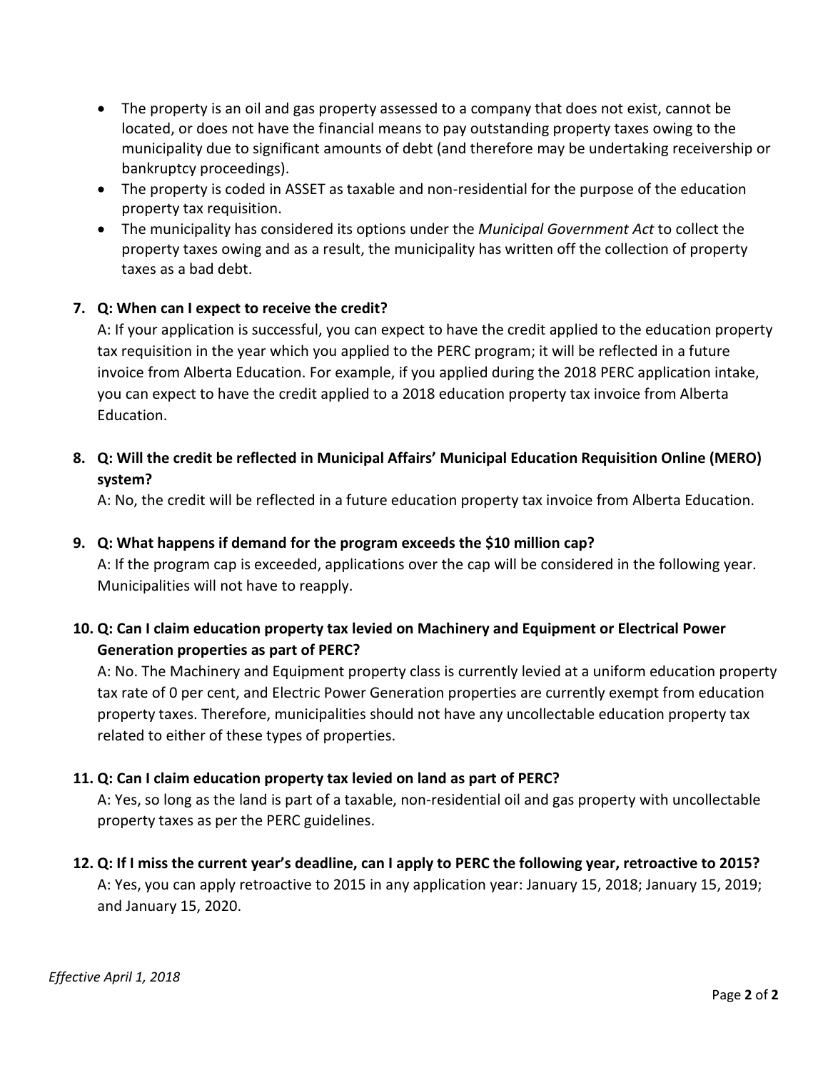- The property is an oil and gas property assessed to a company that does not exist, cannot be located, or does not have the financial means to pay outstanding property taxes owing to the municipality due to significant amounts of debt (and therefore may be undertaking receivership or bankruptcy proceedings).
- The property is coded in ASSET as taxable and non-residential for the purpose of the education property tax requisition.
- The municipality has considered its options under the *Municipal Government Act* to collect the property taxes owing and as a result, the municipality has written off the collection of property taxes as a bad debt.

7. **Q: When can I expect to receive the credit?**
   A: If your application is successful, you can expect to have the credit applied to the education property tax requisition in the year which you applied to the PERC program; it will be reflected in a future invoice from Alberta Education. For example, if you applied during the 2018 PERC application intake, you can expect to have the credit applied to a 2018 education property tax invoice from Alberta Education.

8. **Q: Will the credit be reflected in Municipal Affairs' Municipal Education Requisition Online (MERO) system?**
   A: No, the credit will be reflected in a future education property tax invoice from Alberta Education.

9. **Q: What happens if demand for the program exceeds the $10 million cap?**
   A: If the program cap is exceeded, applications over the cap will be considered in the following year. Municipalities will not have to reapply.

10. **Q: Can I claim education property tax levied on Machinery and Equipment or Electrical Power Generation properties as part of PERC?**
    A: No. The Machinery and Equipment property class is currently levied at a uniform education property tax rate of 0 per cent, and Electric Power Generation properties are currently exempt from education property taxes. Therefore, municipalities should not have any uncollectable education property tax related to either of these types of properties.

11. **Q: Can I claim education property tax levied on land as part of PERC?**
    A: Yes, so long as the land is part of a taxable, non-residential oil and gas property with uncollectable property taxes as per the PERC guidelines.

12. **Q: If I miss the current year's deadline, can I apply to PERC the following year, retroactive to 2015?**
    A: Yes, you can apply retroactive to 2015 in any application year: January 15, 2018; January 15, 2019; and January 15, 2020.

*Effective April 1, 2018*